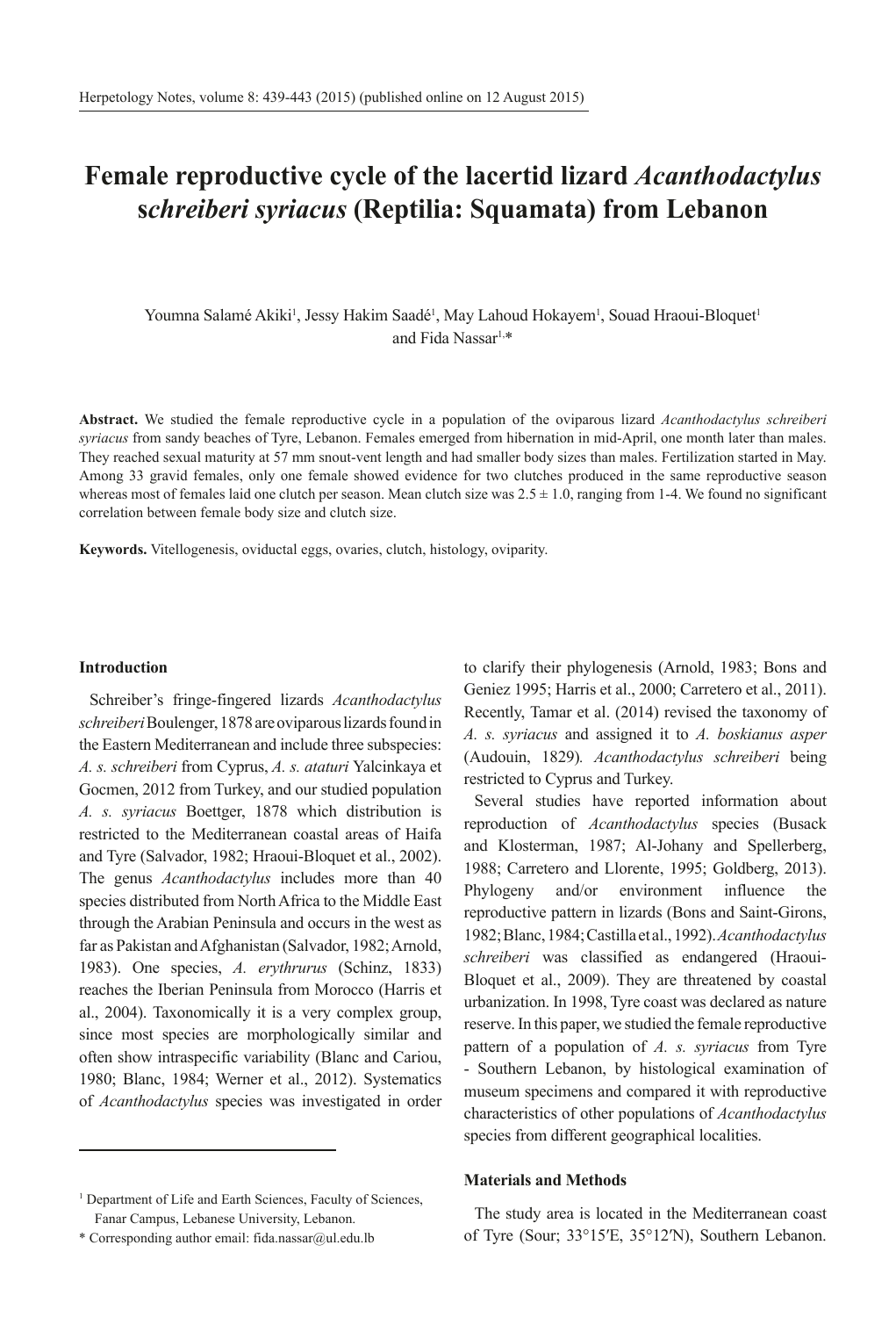# Female reproductive cycle of the lacertid lizard *Acanthodactylus schreiberi syriacus* (Reptilia: Squamata) from Lebanon

Youmna Salamé Akiki[1], Jessy Hakim Saadé[1], May Lahoud Hokayem[1], Souad Hraoui-Bloquet[1] and Fida Nassar[1,*]

**Abstract.** We studied the female reproductive cycle in a population of the oviparous lizard *Acanthodactylus schreiberi syriacus* from sandy beaches of Tyre, Lebanon. Females emerged from hibernation in mid-April, one month later than males. They reached sexual maturity at 57 mm snout-vent length and had smaller body sizes than males. Fertilization started in May. Among 33 gravid females, only one female showed evidence for two clutches produced in the same reproductive season whereas most of females laid one clutch per season. Mean clutch size was 2.5 ± 1.0, ranging from 1-4. We found no significant correlation between female body size and clutch size.

**Keywords.** Vitellogenesis, oviductal eggs, ovaries, clutch, histology, oviparity.

## Introduction

Schreiber's fringe-fingered lizards *Acanthodactylus schreiberi* Boulenger, 1878 are oviparous lizards found in the Eastern Mediterranean and include three subspecies: *A. s. schreiberi* from Cyprus, *A. s. ataturi* Yalcinkaya et Gocmen, 2012 from Turkey, and our studied population *A. s. syriacus* Boettger, 1878 which distribution is restricted to the Mediterranean coastal areas of Haifa and Tyre (Salvador, 1982; Hraoui-Bloquet et al., 2002). The genus *Acanthodactylus* includes more than 40 species distributed from North Africa to the Middle East through the Arabian Peninsula and occurs in the west as far as Pakistan and Afghanistan (Salvador, 1982; Arnold, 1983). One species, *A. erythrurus* (Schinz, 1833) reaches the Iberian Peninsula from Morocco (Harris et al., 2004). Taxonomically it is a very complex group, since most species are morphologically similar and often show intraspecific variability (Blanc and Cariou, 1980; Blanc, 1984; Werner et al., 2012). Systematics of *Acanthodactylus* species was investigated in order to clarify their phylogenesis (Arnold, 1983; Bons and Geniez 1995; Harris et al., 2000; Carretero et al., 2011). Recently, Tamar et al. (2014) revised the taxonomy of *A. s. syriacus* and assigned it to *A. boskianus asper* (Audouin, 1829). *Acanthodactylus schreiberi* being restricted to Cyprus and Turkey.

Several studies have reported information about reproduction of *Acanthodactylus* species (Busack and Klosterman, 1987; Al-Johany and Spellerberg, 1988; Carretero and Llorente, 1995; Goldberg, 2013). Phylogeny and/or environment influence the reproductive pattern in lizards (Bons and Saint-Girons, 1982; Blanc, 1984; Castilla et al., 1992). *Acanthodactylus schreiberi* was classified as endangered (Hraoui-Bloquet et al., 2009). They are threatened by coastal urbanization. In 1998, Tyre coast was declared as nature reserve. In this paper, we studied the female reproductive pattern of a population of *A. s. syriacus* from Tyre - Southern Lebanon, by histological examination of museum specimens and compared it with reproductive characteristics of other populations of *Acanthodactylus* species from different geographical localities.

## Materials and Methods

The study area is located in the Mediterranean coast of Tyre (Sour; 33°15′E, 35°12′N), Southern Lebanon.

[1] Department of Life and Earth Sciences, Faculty of Sciences, Fanar Campus, Lebanese University, Lebanon.

\* Corresponding author email: fida.nassar@ul.edu.lb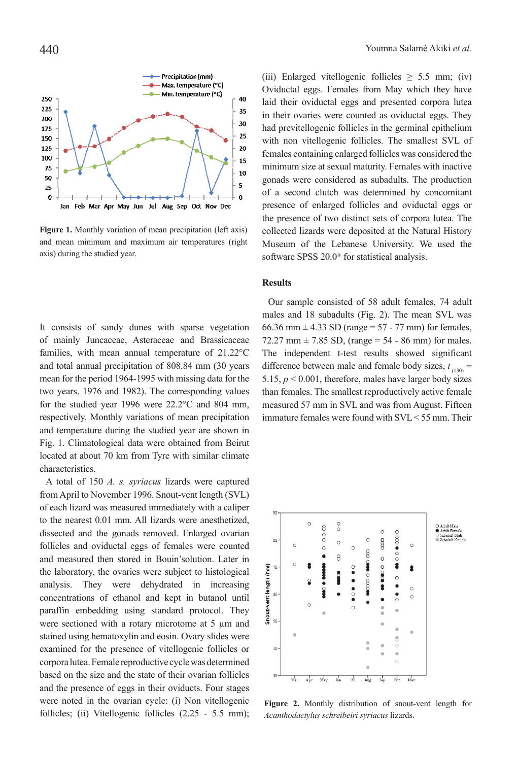Figure 1. Monthly variation of mean precipitation (left axis) and mean minimum and maximum air temperatures (right axis) during the studied year.

It consists of sandy dunes with sparse vegetation of mainly Juncaceae, Asteraceae and Brassicaceae families, with mean annual temperature of 21.22°C and total annual precipitation of 808.84 mm (30 years mean for the period 1964-1995 with missing data for the two years, 1976 and 1982). The corresponding values for the studied year 1996 were 22.2°C and 804 mm, respectively. Monthly variations of mean precipitation and temperature during the studied year are shown in Fig. 1. Climatological data were obtained from Beirut located at about 70 km from Tyre with similar climate characteristics.

A total of 150 *A. s. syriacus* lizards were captured from April to November 1996. Snout-vent length (SVL) of each lizard was measured immediately with a caliper to the nearest 0.01 mm. All lizards were anesthetized, dissected and the gonads removed. Enlarged ovarian follicles and oviductal eggs of females were counted and measured then stored in Bouin'solution. Later in the laboratory, the ovaries were subject to histological analysis. They were dehydrated in increasing concentrations of ethanol and kept in butanol until paraffin embedding using standard protocol. They were sectioned with a rotary microtome at 5 µm and stained using hematoxylin and eosin. Ovary slides were examined for the presence of vitellogenic follicles or corpora lutea. Female reproductive cycle was determined based on the size and the state of their ovarian follicles and the presence of eggs in their oviducts. Four stages were noted in the ovarian cycle: (i) Non vitellogenic follicles; (ii) Vitellogenic follicles (2.25 - 5.5 mm); (iii) Enlarged vitellogenic follicles ≥ 5.5 mm; (iv) Oviductal eggs. Females from May which they have laid their oviductal eggs and presented corpora lutea in their ovaries were counted as oviductal eggs. They had previtellogenic follicles in the germinal epithelium with non vitellogenic follicles. The smallest SVL of females containing enlarged follicles was considered the minimum size at sexual maturity. Females with inactive gonads were considered as subadults. The production of a second clutch was determined by concomitant presence of enlarged follicles and oviductal eggs or the presence of two distinct sets of corpora lutea. The collected lizards were deposited at the Natural History Museum of the Lebanese University. We used the software SPSS 20.0® for statistical analysis.

## Results

Our sample consisted of 58 adult females, 74 adult males and 18 subadults (Fig. 2). The mean SVL was 66.36 mm ± 4.33 SD (range = 57 - 77 mm) for females, 72.27 mm ± 7.85 SD, (range = 54 - 86 mm) for males. The independent t-test results showed significant difference between male and female body sizes, $t_{(130)} = 5.15$, $p < 0.001$, therefore, males have larger body sizes than females. The smallest reproductively active female measured 57 mm in SVL and was from August. Fifteen immature females were found with SVL < 55 mm. Their

Figure 2. Monthly distribution of snout-vent length for *Acanthodactylus schreibeiri syriacus* lizards.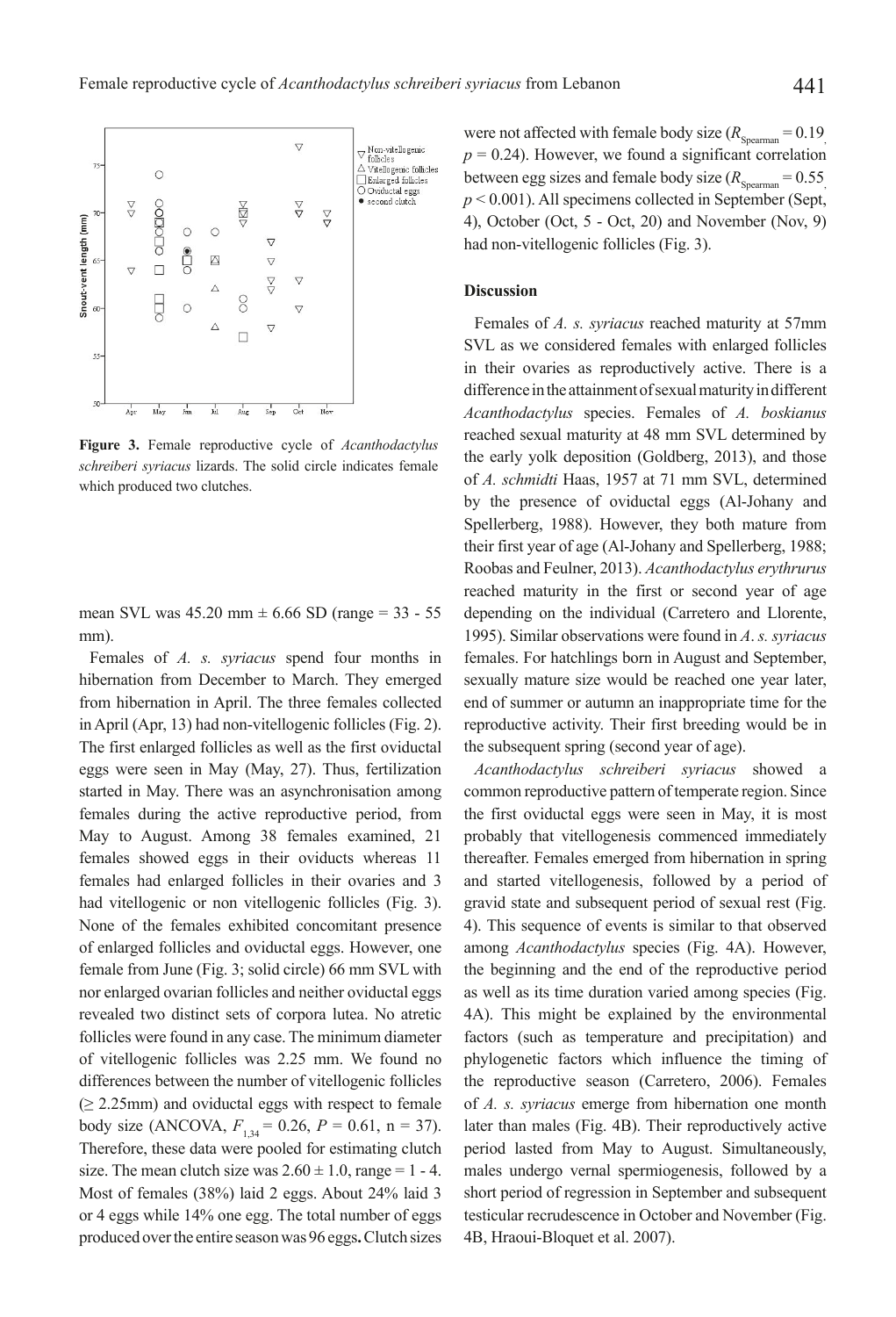Figure 3. Female reproductive cycle of *Acanthodactylus schreiberi syriacus* lizards. The solid circle indicates female which produced two clutches.

mean SVL was 45.20 mm ± 6.66 SD (range = 33 - 55 mm).

Females of *A. s. syriacus* spend four months in hibernation from December to March. They emerged from hibernation in April. The three females collected in April (Apr, 13) had non-vitellogenic follicles (Fig. 2). The first enlarged follicles as well as the first oviductal eggs were seen in May (May, 27). Thus, fertilization started in May. There was an asynchronisation among females during the active reproductive period, from May to August. Among 38 females examined, 21 females showed eggs in their oviducts whereas 11 females had enlarged follicles in their ovaries and 3 had vitellogenic or non vitellogenic follicles (Fig. 3). None of the females exhibited concomitant presence of enlarged follicles and oviductal eggs. However, one female from June (Fig. 3; solid circle) 66 mm SVL with nor enlarged ovarian follicles and neither oviductal eggs revealed two distinct sets of corpora lutea. No atretic follicles were found in any case. The minimum diameter of vitellogenic follicles was 2.25 mm. We found no differences between the number of vitellogenic follicles (≥ 2.25mm) and oviductal eggs with respect to female body size (ANCOVA, $F_{1,34} = 0.26$, $P = 0.61$, n = 37). Therefore, these data were pooled for estimating clutch size. The mean clutch size was 2.60 ± 1.0, range = 1 - 4. Most of females (38%) laid 2 eggs. About 24% laid 3 or 4 eggs while 14% one egg. The total number of eggs produced over the entire season was 96 eggs**.** Clutch sizes were not affected with female body size ($R_{Spearman} = 0.19$, $p = 0.24$). However, we found a significant correlation between egg sizes and female body size ($R_{Spearman} = 0.55$, $p < 0.001$). All specimens collected in September (Sept, 4), October (Oct, 5 - Oct, 20) and November (Nov, 9) had non-vitellogenic follicles (Fig. 3).

## Discussion

Females of *A. s. syriacus* reached maturity at 57mm SVL as we considered females with enlarged follicles in their ovaries as reproductively active. There is a difference in the attainment of sexual maturity in different *Acanthodactylus* species. Females of *A. boskianus* reached sexual maturity at 48 mm SVL determined by the early yolk deposition (Goldberg, 2013), and those of *A. schmidti* Haas, 1957 at 71 mm SVL, determined by the presence of oviductal eggs (Al-Johany and Spellerberg, 1988). However, they both mature from their first year of age (Al-Johany and Spellerberg, 1988; Roobas and Feulner, 2013). *Acanthodactylus erythrurus* reached maturity in the first or second year of age depending on the individual (Carretero and Llorente, 1995). Similar observations were found in *A. s. syriacus* females. For hatchlings born in August and September, sexually mature size would be reached one year later, end of summer or autumn an inappropriate time for the reproductive activity. Their first breeding would be in the subsequent spring (second year of age).

*Acanthodactylus schreiberi syriacus* showed a common reproductive pattern of temperate region. Since the first oviductal eggs were seen in May, it is most probably that vitellogenesis commenced immediately thereafter. Females emerged from hibernation in spring and started vitellogenesis, followed by a period of gravid state and subsequent period of sexual rest (Fig. 4). This sequence of events is similar to that observed among *Acanthodactylus* species (Fig. 4A). However, the beginning and the end of the reproductive period as well as its time duration varied among species (Fig. 4A). This might be explained by the environmental factors (such as temperature and precipitation) and phylogenetic factors which influence the timing of the reproductive season (Carretero, 2006). Females of *A. s. syriacus* emerge from hibernation one month later than males (Fig. 4B). Their reproductively active period lasted from May to August. Simultaneously, males undergo vernal spermiogenesis, followed by a short period of regression in September and subsequent testicular recrudescence in October and November (Fig. 4B, Hraoui-Bloquet et al. 2007).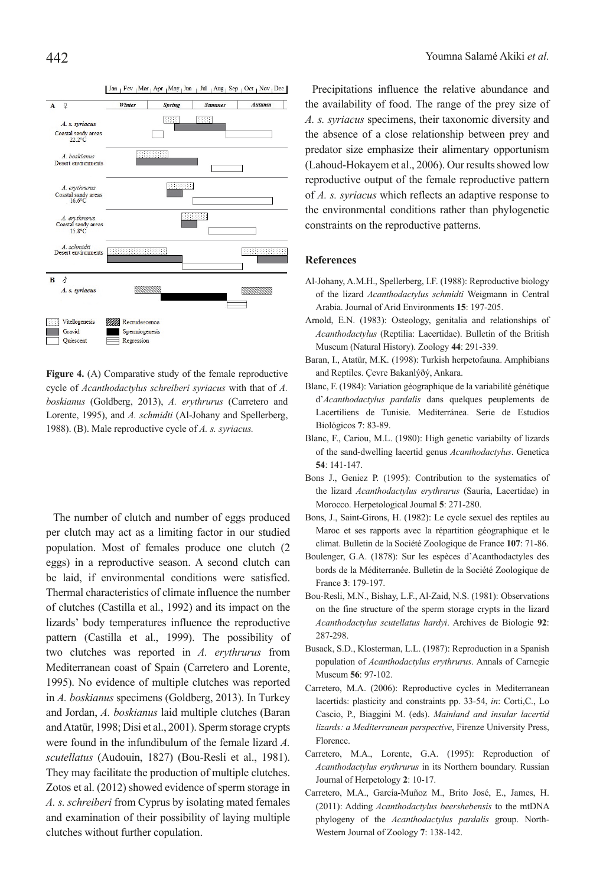**Figure 4.** (A) Comparative study of the female reproductive cycle of *Acanthodactylus schreiberi syriacus* with that of *A. boskianus* (Goldberg, 2013), *A. erythrurus* (Carretero and Lorente, 1995), and *A. schmidti* (Al-Johany and Spellerberg, 1988). (B). Male reproductive cycle of *A. s. syriacus.*

The number of clutch and number of eggs produced per clutch may act as a limiting factor in our studied population. Most of females produce one clutch (2 eggs) in a reproductive season. A second clutch can be laid, if environmental conditions were satisfied. Thermal characteristics of climate influence the number of clutches (Castilla et al., 1992) and its impact on the lizards' body temperatures influence the reproductive pattern (Castilla et al., 1999). The possibility of two clutches was reported in *A. erythrurus* from Mediterranean coast of Spain (Carretero and Lorente, 1995). No evidence of multiple clutches was reported in *A. boskianus* specimens (Goldberg, 2013). In Turkey and Jordan, *A. boskianus* laid multiple clutches (Baran and Atatür, 1998; Disi et al., 2001). Sperm storage crypts were found in the infundibulum of the female lizard *A. scutellatus* (Audouin, 1827) (Bou-Resli et al., 1981). They may facilitate the production of multiple clutches. Zotos et al. (2012) showed evidence of sperm storage in *A. s. schreiberi* from Cyprus by isolating mated females and examination of their possibility of laying multiple clutches without further copulation.

Precipitations influence the relative abundance and the availability of food. The range of the prey size of *A. s. syriacus* specimens, their taxonomic diversity and the absence of a close relationship between prey and predator size emphasize their alimentary opportunism (Lahoud-Hokayem et al., 2006). Our results showed low reproductive output of the female reproductive pattern of *A. s. syriacus* which reflects an adaptive response to the environmental conditions rather than phylogenetic constraints on the reproductive patterns.

## References

Al-Johany, A.M.H., Spellerberg, I.F. (1988): Reproductive biology of the lizard *Acanthodactylus schmidti* Weigmann in Central Arabia. Journal of Arid Environments **15**: 197-205.

Arnold, E.N. (1983): Osteology, genitalia and relationships of *Acanthodactylus* (Reptilia: Lacertidae). Bulletin of the British Museum (Natural History). Zoology **44**: 291-339.

Baran, I., Atatür, M.K. (1998): Turkish herpetofauna. Amphibians and Reptiles. Çevre Bakanlýðý, Ankara.

Blanc, F. (1984): Variation géographique de la variabilité génétique d'*Acanthodactylus pardalis* dans quelques peuplements de Lacertiliens de Tunisie. Mediterránea. Serie de Estudios Biológicos **7**: 83-89.

Blanc, F., Cariou, M.L. (1980): High genetic variabilty of lizards of the sand-dwelling lacertid genus *Acanthodactylus*. Genetica **54**: 141-147.

Bons J., Geniez P. (1995): Contribution to the systematics of the lizard *Acanthodactylus erythrarus* (Sauria, Lacertidae) in Morocco. Herpetological Journal **5**: 271-280.

Bons, J., Saint-Girons, H. (1982): Le cycle sexuel des reptiles au Maroc et ses rapports avec la répartition géographique et le climat. Bulletin de la Société Zoologique de France **107**: 71-86.

Boulenger, G.A. (1878): Sur les espèces d'Acanthodactyles des bords de la Méditerranée. Bulletin de la Société Zoologique de France **3**: 179-197.

Bou-Resli, M.N., Bishay, L.F., Al-Zaid, N.S. (1981): Observations on the fine structure of the sperm storage crypts in the lizard *Acanthodactylus scutellatus hardyi*. Archives de Biologie **92**: 287-298.

Busack, S.D., Klosterman, L.L. (1987): Reproduction in a Spanish population of *Acanthodactylus erythrurus*. Annals of Carnegie Museum **56**: 97-102.

Carretero, M.A. (2006): Reproductive cycles in Mediterranean lacertids: plasticity and constraints pp. 33-54, *in*: Corti,C., Lo Cascio, P., Biaggini M. (eds). *Mainland and insular lacertid lizards: a Mediterranean perspective*, Firenze University Press, Florence.

Carretero, M.A., Lorente, G.A. (1995): Reproduction of *Acanthodactylus erythrurus* in its Northern boundary. Russian Journal of Herpetology **2**: 10-17.

Carretero, M.A., García-Muñoz M., Brito José, E., James, H. (2011): Adding *Acanthodactylus beershebensis* to the mtDNA phylogeny of the *Acanthodactylus pardalis* group. North-Western Journal of Zoology **7**: 138-142.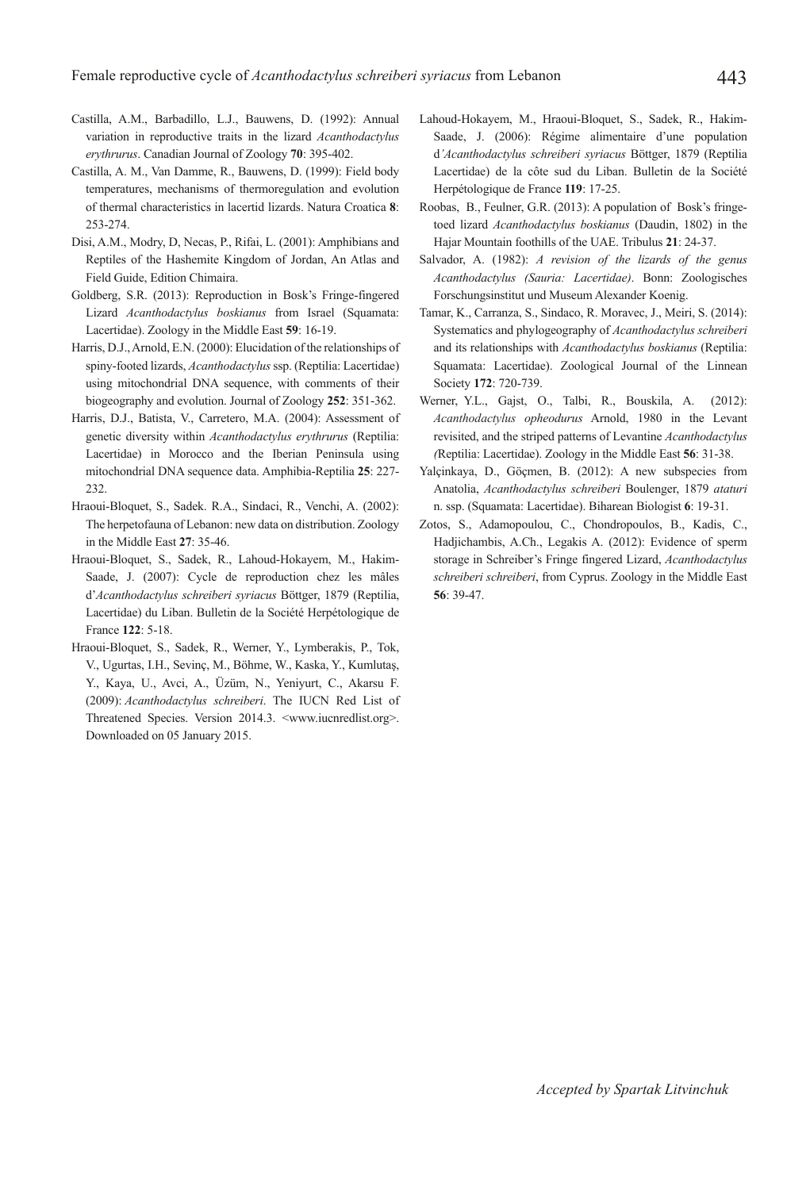Castilla, A.M., Barbadillo, L.J., Bauwens, D. (1992): Annual variation in reproductive traits in the lizard *Acanthodactylus erythrurus*. Canadian Journal of Zoology **70**: 395-402.

Castilla, A. M., Van Damme, R., Bauwens, D. (1999): Field body temperatures, mechanisms of thermoregulation and evolution of thermal characteristics in lacertid lizards. Natura Croatica **8**: 253-274.

Disi, A.M., Modry, D, Necas, P., Rifai, L. (2001): Amphibians and Reptiles of the Hashemite Kingdom of Jordan, An Atlas and Field Guide, Edition Chimaira.

Goldberg, S.R. (2013): Reproduction in Bosk's Fringe-fingered Lizard *Acanthodactylus boskianus* from Israel (Squamata: Lacertidae). Zoology in the Middle East **59**: 16-19.

Harris, D.J., Arnold, E.N. (2000): Elucidation of the relationships of spiny-footed lizards, *Acanthodactylus* ssp. (Reptilia: Lacertidae) using mitochondrial DNA sequence, with comments of their biogeography and evolution. Journal of Zoology **252**: 351-362.

Harris, D.J., Batista, V., Carretero, M.A. (2004): Assessment of genetic diversity within *Acanthodactylus erythrurus* (Reptilia: Lacertidae) in Morocco and the Iberian Peninsula using mitochondrial DNA sequence data. Amphibia-Reptilia **25**: 227-232.

Hraoui-Bloquet, S., Sadek. R.A., Sindaci, R., Venchi, A. (2002): The herpetofauna of Lebanon: new data on distribution. Zoology in the Middle East **27**: 35-46.

Hraoui-Bloquet, S., Sadek, R., Lahoud-Hokayem, M., Hakim-Saade, J. (2007): Cycle de reproduction chez les mâles d'*Acanthodactylus schreiberi syriacus* Böttger, 1879 (Reptilia, Lacertidae) du Liban. Bulletin de la Société Herpétologique de France **122**: 5-18.

Hraoui-Bloquet, S., Sadek, R., Werner, Y., Lymberakis, P., Tok, V., Ugurtas, I.H., Sevinç, M., Böhme, W., Kaska, Y., Kumlutaş, Y., Kaya, U., Avci, A., Üzüm, N., Yeniyurt, C., Akarsu F. (2009): *Acanthodactylus schreiberi*. The IUCN Red List of Threatened Species. Version 2014.3. <www.iucnredlist.org>. Downloaded on 05 January 2015.

Lahoud-Hokayem, M., Hraoui-Bloquet, S., Sadek, R., Hakim-Saade, J. (2006): Régime alimentaire d'une population d'*Acanthodactylus schreiberi syriacus* Böttger, 1879 (Reptilia Lacertidae) de la côte sud du Liban. Bulletin de la Société Herpétologique de France **119**: 17-25.

Roobas, B., Feulner, G.R. (2013): A population of Bosk's fringe-toed lizard *Acanthodactylus boskianus* (Daudin, 1802) in the Hajar Mountain foothills of the UAE. Tribulus **21**: 24-37.

Salvador, A. (1982): *A revision of the lizards of the genus Acanthodactylus (Sauria: Lacertidae)*. Bonn: Zoologisches Forschungsinstitut und Museum Alexander Koenig.

Tamar, K., Carranza, S., Sindaco, R. Moravec, J., Meiri, S. (2014): Systematics and phylogeography of *Acanthodactylus schreiberi* and its relationships with *Acanthodactylus boskianus* (Reptilia: Squamata: Lacertidae). Zoological Journal of the Linnean Society **172**: 720-739.

Werner, Y.L., Gajst, O., Talbi, R., Bouskila, A. (2012): *Acanthodactylus opheodurus* Arnold, 1980 in the Levant revisited, and the striped patterns of Levantine *Acanthodactylus (*Reptilia: Lacertidae). Zoology in the Middle East **56**: 31-38.

Yalçinkaya, D., Göçmen, B. (2012): A new subspecies from Anatolia, *Acanthodactylus schreiberi* Boulenger, 1879 *ataturi* n. ssp. (Squamata: Lacertidae). Biharean Biologist **6**: 19-31.

Zotos, S., Adamopoulou, C., Chondropoulos, B., Kadis, C., Hadjichambis, A.Ch., Legakis A. (2012): Evidence of sperm storage in Schreiber's Fringe fingered Lizard, *Acanthodactylus schreiberi schreiberi*, from Cyprus. Zoology in the Middle East **56**: 39-47.

*Accepted by Spartak Litvinchuk*